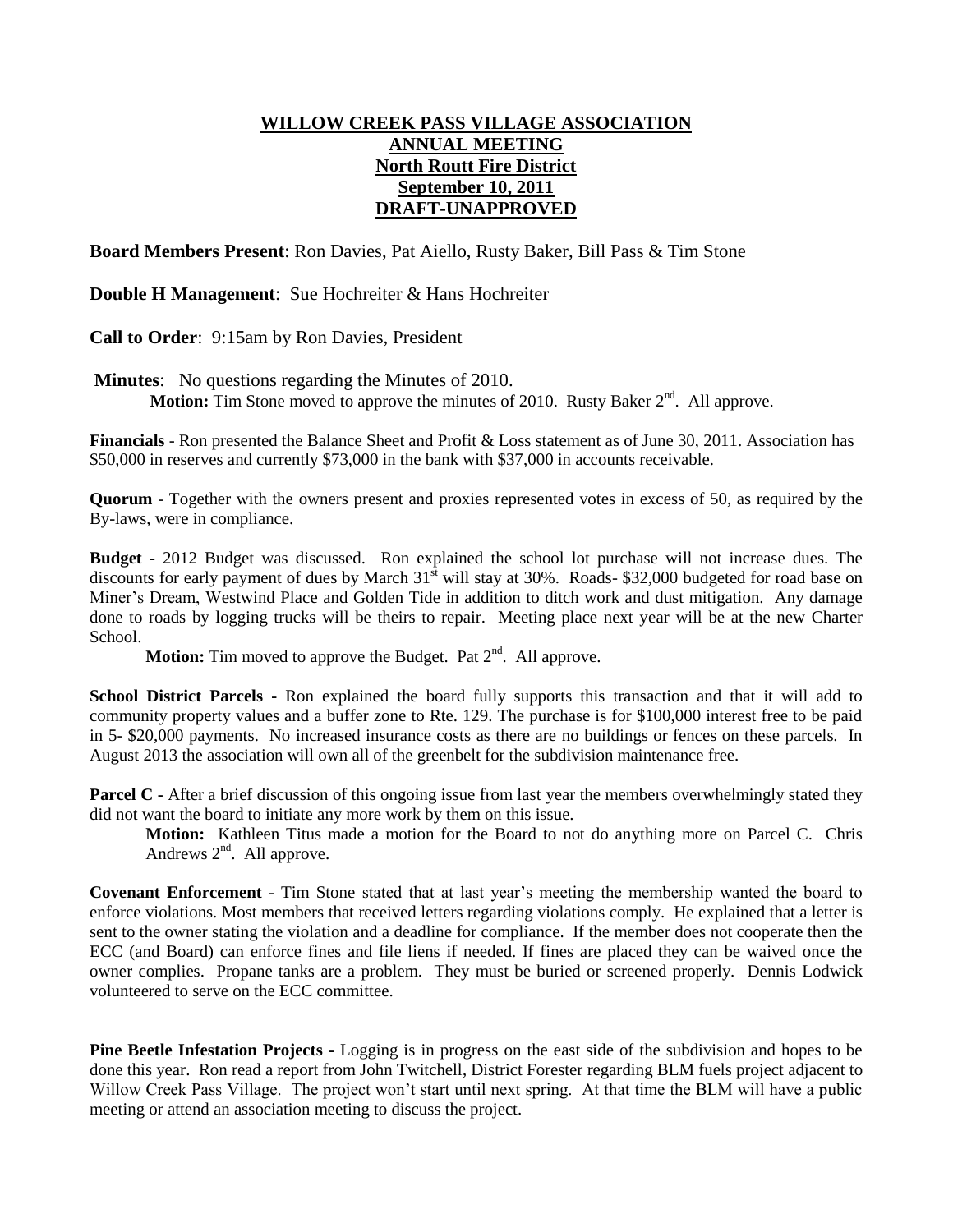# WILLOW CREEK PASS VILLAGE ASSOCIATION
## ANNUAL MEETING
## North Routt Fire District
## September 10, 2011
## DRAFT-UNAPPROVED

**Board Members Present**: Ron Davies, Pat Aiello, Rusty Baker, Bill Pass & Tim Stone

**Double H Management**: Sue Hochreiter & Hans Hochreiter

**Call to Order**: 9:15am by Ron Davies, President

**Minutes**: No questions regarding the Minutes of 2010.

**Motion:** Tim Stone moved to approve the minutes of 2010. Rusty Baker 2nd. All approve.

**Financials** - Ron presented the Balance Sheet and Profit & Loss statement as of June 30, 2011. Association has \$50,000 in reserves and currently \$73,000 in the bank with \$37,000 in accounts receivable.

**Quorum** - Together with the owners present and proxies represented votes in excess of 50, as required by the By-laws, were in compliance.

**Budget -** 2012 Budget was discussed. Ron explained the school lot purchase will not increase dues. The discounts for early payment of dues by March 31st will stay at 30%. Roads- \$32,000 budgeted for road base on Miner's Dream, Westwind Place and Golden Tide in addition to ditch work and dust mitigation. Any damage done to roads by logging trucks will be theirs to repair. Meeting place next year will be at the new Charter School.

**Motion:** Tim moved to approve the Budget. Pat 2nd. All approve.

**School District Parcels -** Ron explained the board fully supports this transaction and that it will add to community property values and a buffer zone to Rte. 129. The purchase is for \$100,000 interest free to be paid in 5- \$20,000 payments. No increased insurance costs as there are no buildings or fences on these parcels. In August 2013 the association will own all of the greenbelt for the subdivision maintenance free.

**Parcel C -** After a brief discussion of this ongoing issue from last year the members overwhelmingly stated they did not want the board to initiate any more work by them on this issue.

**Motion:** Kathleen Titus made a motion for the Board to not do anything more on Parcel C. Chris Andrews 2nd. All approve.

**Covenant Enforcement** - Tim Stone stated that at last year's meeting the membership wanted the board to enforce violations. Most members that received letters regarding violations comply. He explained that a letter is sent to the owner stating the violation and a deadline for compliance. If the member does not cooperate then the ECC (and Board) can enforce fines and file liens if needed. If fines are placed they can be waived once the owner complies. Propane tanks are a problem. They must be buried or screened properly. Dennis Lodwick volunteered to serve on the ECC committee.

**Pine Beetle Infestation Projects** - Logging is in progress on the east side of the subdivision and hopes to be done this year. Ron read a report from John Twitchell, District Forester regarding BLM fuels project adjacent to Willow Creek Pass Village. The project won't start until next spring. At that time the BLM will have a public meeting or attend an association meeting to discuss the project.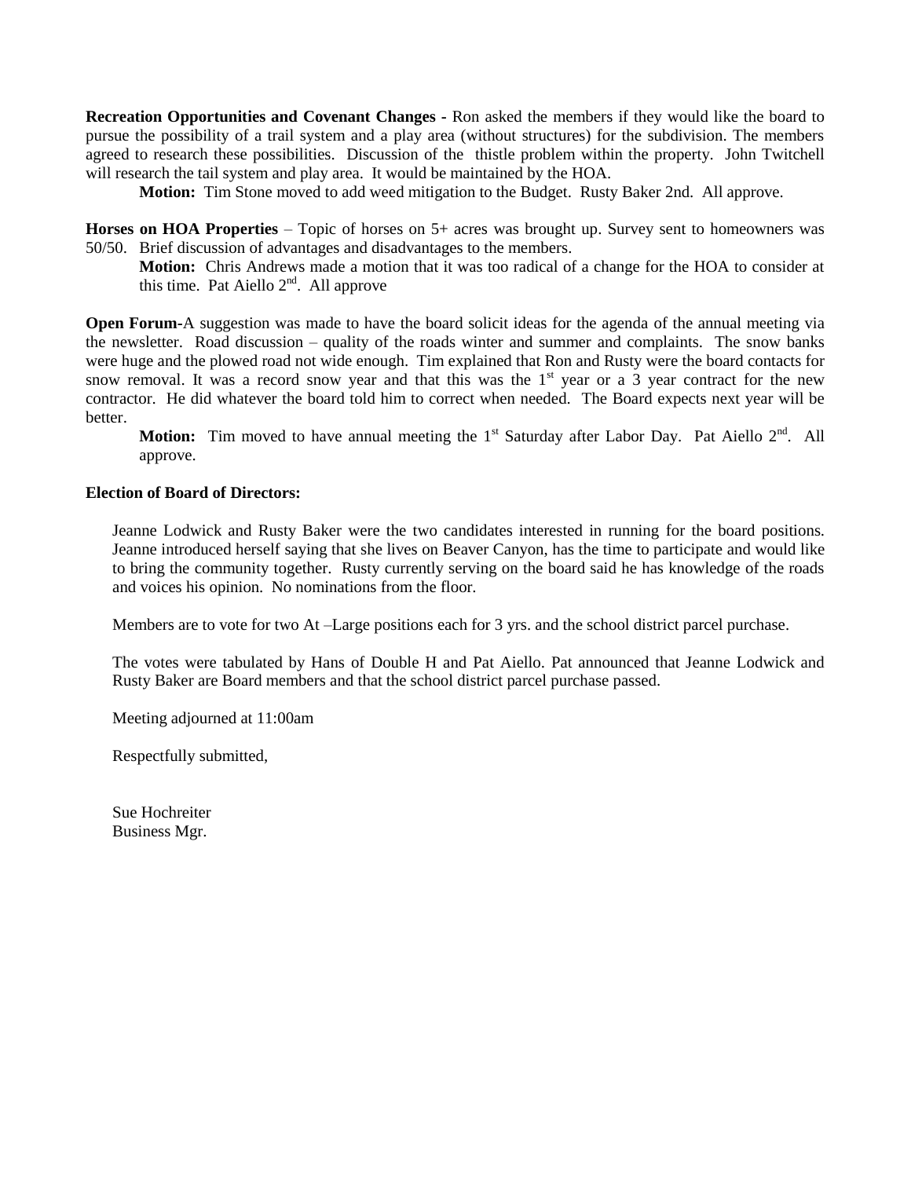**Recreation Opportunities and Covenant Changes -** Ron asked the members if they would like the board to pursue the possibility of a trail system and a play area (without structures) for the subdivision. The members agreed to research these possibilities. Discussion of the thistle problem within the property. John Twitchell will research the tail system and play area. It would be maintained by the HOA.

**Motion:** Tim Stone moved to add weed mitigation to the Budget. Rusty Baker 2nd. All approve.

**Horses on HOA Properties** – Topic of horses on 5+ acres was brought up. Survey sent to homeowners was 50/50. Brief discussion of advantages and disadvantages to the members.

**Motion:** Chris Andrews made a motion that it was too radical of a change for the HOA to consider at this time. Pat Aiello 2nd. All approve

**Open Forum-**A suggestion was made to have the board solicit ideas for the agenda of the annual meeting via the newsletter. Road discussion – quality of the roads winter and summer and complaints. The snow banks were huge and the plowed road not wide enough. Tim explained that Ron and Rusty were the board contacts for snow removal. It was a record snow year and that this was the 1st year or a 3 year contract for the new contractor. He did whatever the board told him to correct when needed. The Board expects next year will be better.

**Motion:** Tim moved to have annual meeting the 1st Saturday after Labor Day. Pat Aiello 2nd. All approve.

**Election of Board of Directors:**

Jeanne Lodwick and Rusty Baker were the two candidates interested in running for the board positions. Jeanne introduced herself saying that she lives on Beaver Canyon, has the time to participate and would like to bring the community together. Rusty currently serving on the board said he has knowledge of the roads and voices his opinion. No nominations from the floor.

Members are to vote for two At –Large positions each for 3 yrs. and the school district parcel purchase.

The votes were tabulated by Hans of Double H and Pat Aiello. Pat announced that Jeanne Lodwick and Rusty Baker are Board members and that the school district parcel purchase passed.

Meeting adjourned at 11:00am

Respectfully submitted,

Sue Hochreiter
Business Mgr.